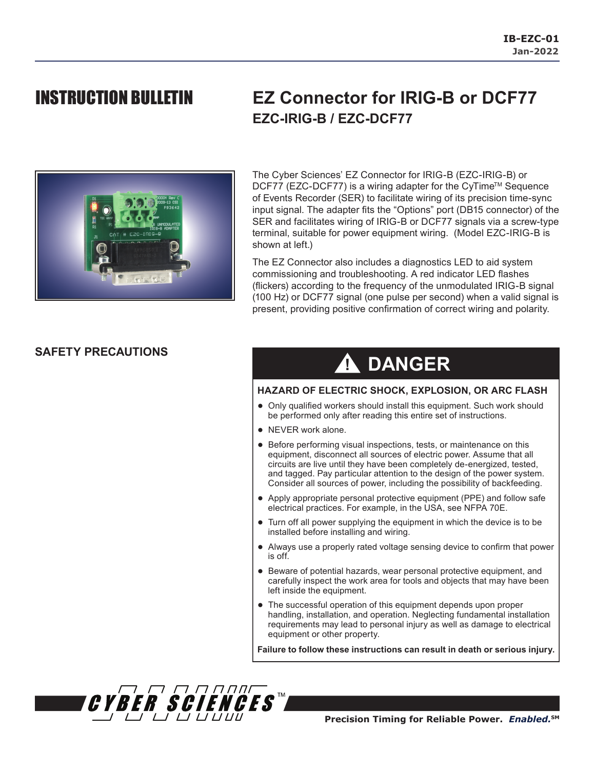IB-EZC-01
Jan-2022

# INSTRUCTION BULLETIN

# EZ Connector for IRIG-B or DCF77

## EZC-IRIG-B / EZC-DCF77

The Cyber Sciences' EZ Connector for IRIG-B (EZC-IRIG-B) or DCF77 (EZC-DCF77) is a wiring adapter for the CyTime™ Sequence of Events Recorder (SER) to facilitate wiring of its precision time-sync input signal. The adapter fits the "Options" port (DB15 connector) of the SER and facilitates wiring of IRIG-B or DCF77 signals via a screw-type terminal, suitable for power equipment wiring. (Model EZC-IRIG-B is shown at left.)

The EZ Connector also includes a diagnostics LED to aid system commissioning and troubleshooting. A red indicator LED flashes (flickers) according to the frequency of the unmodulated IRIG-B signal (100 Hz) or DCF77 signal (one pulse per second) when a valid signal is present, providing positive confirmation of correct wiring and polarity.

## SAFETY PRECAUTIONS

### ⚠ DANGER

**HAZARD OF ELECTRIC SHOCK, EXPLOSION, OR ARC FLASH**

- Only qualified workers should install this equipment. Such work should be performed only after reading this entire set of instructions.
- NEVER work alone.
- Before performing visual inspections, tests, or maintenance on this equipment, disconnect all sources of electric power. Assume that all circuits are live until they have been completely de-energized, tested, and tagged. Pay particular attention to the design of the power system. Consider all sources of power, including the possibility of backfeeding.
- Apply appropriate personal protective equipment (PPE) and follow safe electrical practices. For example, in the USA, see NFPA 70E.
- Turn off all power supplying the equipment in which the device is to be installed before installing and wiring.
- Always use a properly rated voltage sensing device to confirm that power is off.
- Beware of potential hazards, wear personal protective equipment, and carefully inspect the work area for tools and objects that may have been left inside the equipment.
- The successful operation of this equipment depends upon proper handling, installation, and operation. Neglecting fundamental installation requirements may lead to personal injury as well as damage to electrical equipment or other property.

**Failure to follow these instructions can result in death or serious injury.**

CYBER SCIENCES™

**Precision Timing for Reliable Power.** ***Enabled.***℠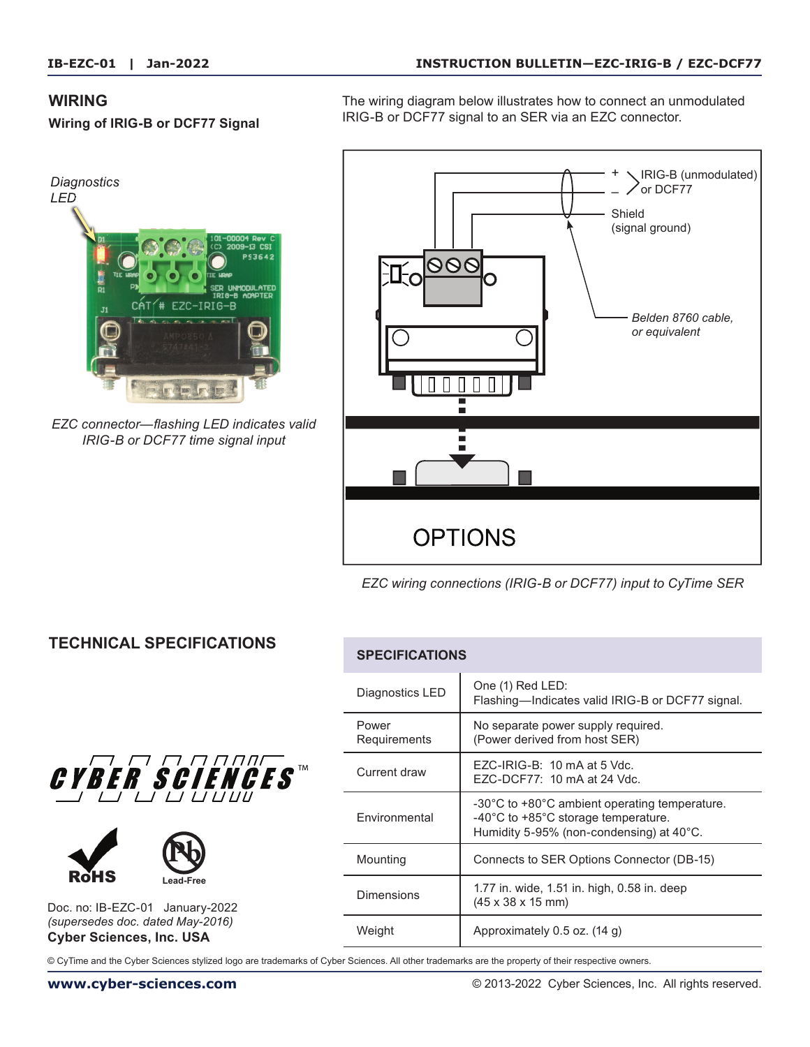## WIRING

### Wiring of IRIG-B or DCF77 Signal

The wiring diagram below illustrates how to connect an unmodulated IRIG-B or DCF77 signal to an SER via an EZC connector.

Diagnostics LED

*EZC connector—flashing LED indicates valid IRIG-B or DCF77 time signal input*

+
–
IRIG-B (unmodulated) or DCF77
Shield (signal ground)
Belden 8760 cable, or equivalent
OPTIONS

*EZC wiring connections (IRIG-B or DCF77) input to CyTime SER*

## TECHNICAL SPECIFICATIONS

| SPECIFICATIONS | |
|---|---|
| Diagnostics LED | One (1) Red LED:<br>Flashing—Indicates valid IRIG-B or DCF77 signal. |
| Power Requirements | No separate power supply required.<br>(Power derived from host SER) |
| Current draw | EZC-IRIG-B: 10 mA at 5 Vdc.<br>EZC-DCF77: 10 mA at 24 Vdc. |
| Environmental | -30°C to +80°C ambient operating temperature.<br>-40°C to +85°C storage temperature.<br>Humidity 5-95% (non-condensing) at 40°C. |
| Mounting | Connects to SER Options Connector (DB-15) |
| Dimensions | 1.77 in. wide, 1.51 in. high, 0.58 in. deep<br>(45 x 38 x 15 mm) |
| Weight | Approximately 0.5 oz. (14 g) |

CYBER SCIENCES™

RoHS  Lead-Free

Doc. no: IB-EZC-01 January-2022
*(supersedes doc. dated May-2016)*
**Cyber Sciences, Inc. USA**

© CyTime and the Cyber Sciences stylized logo are trademarks of Cyber Sciences. All other trademarks are the property of their respective owners.

**www.cyber-sciences.com** © 2013-2022 Cyber Sciences, Inc. All rights reserved.